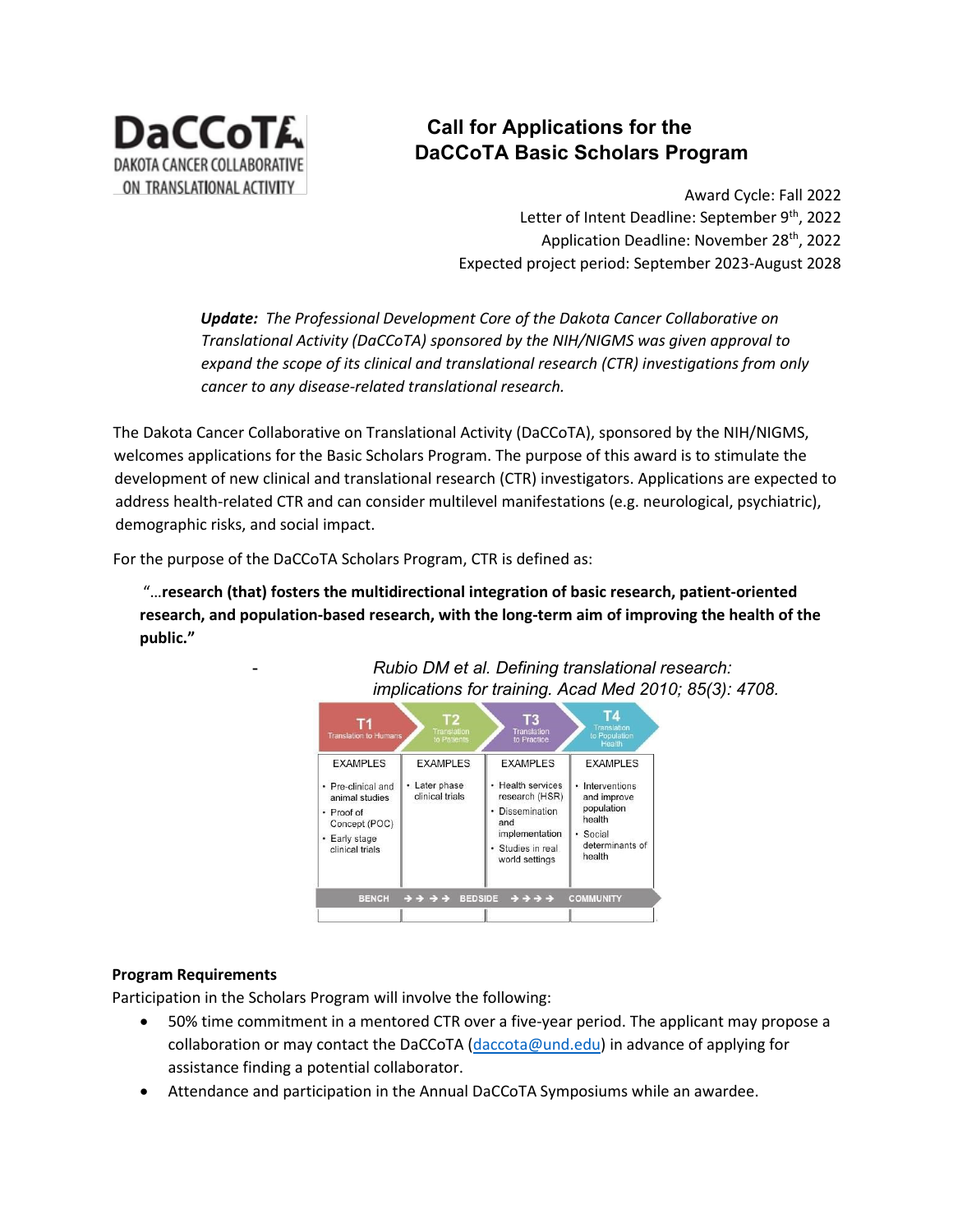DaCCoTA
DAKOTA CANCER COLLABORATIVE ON TRANSLATIONAL ACTIVITY

# Call for Applications for the DaCCoTA Basic Scholars Program

Award Cycle: Fall 2022
Letter of Intent Deadline: September 9th, 2022
Application Deadline: November 28th, 2022
Expected project period: September 2023-August 2028

***Update:*** *The Professional Development Core of the Dakota Cancer Collaborative on Translational Activity (DaCCoTA) sponsored by the NIH/NIGMS was given approval to expand the scope of its clinical and translational research (CTR) investigations from only cancer to any disease-related translational research.*

The Dakota Cancer Collaborative on Translational Activity (DaCCoTA), sponsored by the NIH/NIGMS, welcomes applications for the Basic Scholars Program. The purpose of this award is to stimulate the development of new clinical and translational research (CTR) investigators. Applications are expected to address health-related CTR and can consider multilevel manifestations (e.g. neurological, psychiatric), demographic risks, and social impact.

For the purpose of the DaCCoTA Scholars Program, CTR is defined as:

> "…**research (that) fosters the multidirectional integration of basic research, patient-oriented research, and population-based research, with the long-term aim of improving the health of the public."**
>
> \- *Rubio DM et al. Defining translational research: implications for training. Acad Med 2010; 85(3): 4708.*

| T1 Translation to Humans | T2 Translation to Patients | T3 Translation to Practice | T4 Translation to Population Health |
|---|---|---|---|
| EXAMPLES | EXAMPLES | EXAMPLES | EXAMPLES |
| • Pre-clinical and animal studies<br>• Proof of Concept (POC)<br>• Early stage clinical trials | • Later phase clinical trials | • Health services research (HSR)<br>• Dissemination and implementation<br>• Studies in real world settings | • Interventions and improve population health<br>• Social determinants of health |

BENCH → → → → BEDSIDE → → → → COMMUNITY

## Program Requirements

Participation in the Scholars Program will involve the following:

- 50% time commitment in a mentored CTR over a five-year period. The applicant may propose a collaboration or may contact the DaCCoTA (daccota@und.edu) in advance of applying for assistance finding a potential collaborator.
- Attendance and participation in the Annual DaCCoTA Symposiums while an awardee.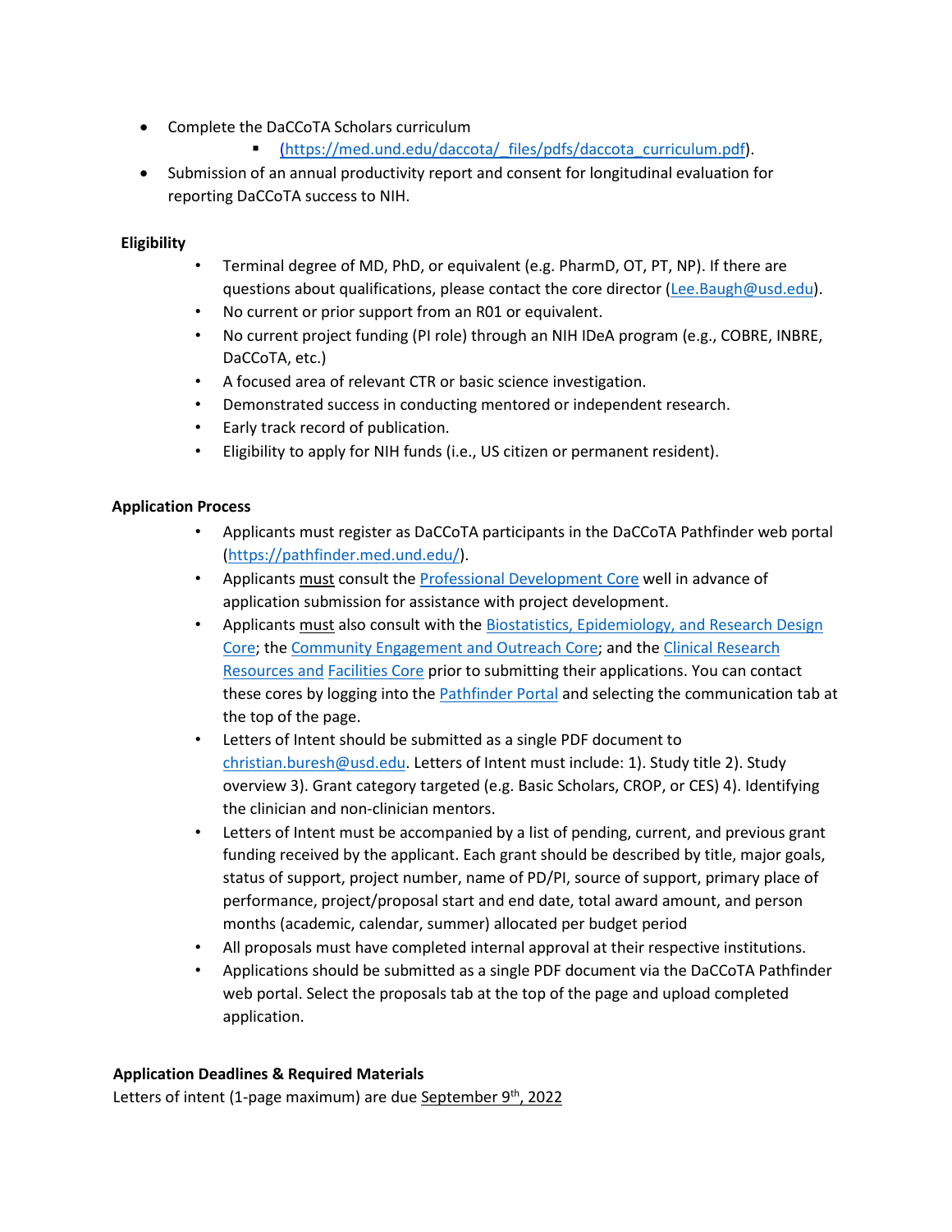- Complete the DaCCoTA Scholars curriculum
  - (https://med.und.edu/daccota/_files/pdfs/daccota_curriculum.pdf).
- Submission of an annual productivity report and consent for longitudinal evaluation for reporting DaCCoTA success to NIH.

**Eligibility**

- Terminal degree of MD, PhD, or equivalent (e.g. PharmD, OT, PT, NP). If there are questions about qualifications, please contact the core director (Lee.Baugh@usd.edu).
- No current or prior support from an R01 or equivalent.
- No current project funding (PI role) through an NIH IDeA program (e.g., COBRE, INBRE, DaCCoTA, etc.)
- A focused area of relevant CTR or basic science investigation.
- Demonstrated success in conducting mentored or independent research.
- Early track record of publication.
- Eligibility to apply for NIH funds (i.e., US citizen or permanent resident).

**Application Process**

- Applicants must register as DaCCoTA participants in the DaCCoTA Pathfinder web portal (https://pathfinder.med.und.edu/).
- Applicants must consult the Professional Development Core well in advance of application submission for assistance with project development.
- Applicants must also consult with the Biostatistics, Epidemiology, and Research Design Core; the Community Engagement and Outreach Core; and the Clinical Research Resources and Facilities Core prior to submitting their applications. You can contact these cores by logging into the Pathfinder Portal and selecting the communication tab at the top of the page.
- Letters of Intent should be submitted as a single PDF document to christian.buresh@usd.edu. Letters of Intent must include: 1). Study title 2). Study overview 3). Grant category targeted (e.g. Basic Scholars, CROP, or CES) 4). Identifying the clinician and non-clinician mentors.
- Letters of Intent must be accompanied by a list of pending, current, and previous grant funding received by the applicant. Each grant should be described by title, major goals, status of support, project number, name of PD/PI, source of support, primary place of performance, project/proposal start and end date, total award amount, and person months (academic, calendar, summer) allocated per budget period
- All proposals must have completed internal approval at their respective institutions.
- Applications should be submitted as a single PDF document via the DaCCoTA Pathfinder web portal. Select the proposals tab at the top of the page and upload completed application.

**Application Deadlines & Required Materials**

Letters of intent (1-page maximum) are due September 9th, 2022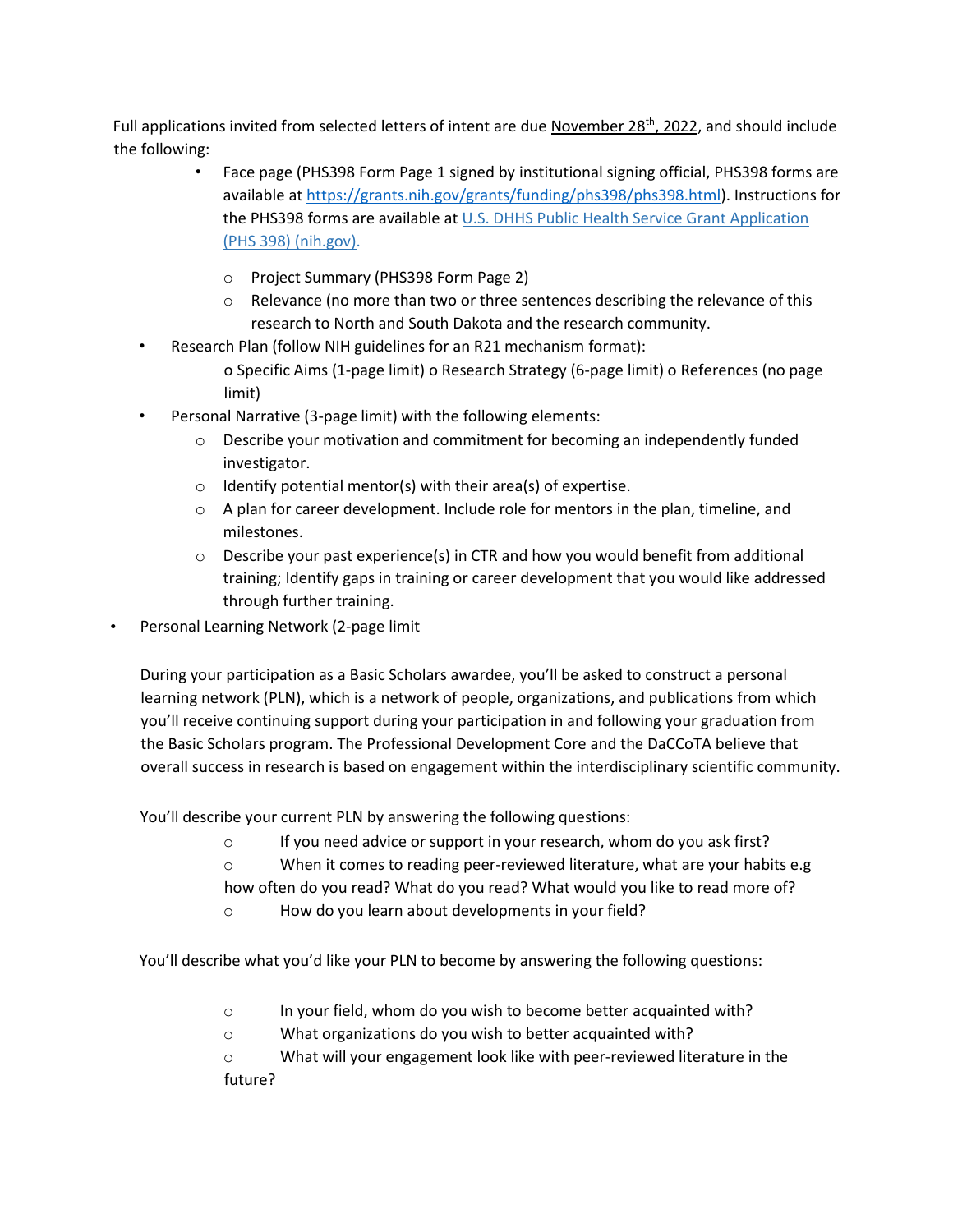Full applications invited from selected letters of intent are due November 28th, 2022, and should include the following:

- Face page (PHS398 Form Page 1 signed by institutional signing official, PHS398 forms are available at https://grants.nih.gov/grants/funding/phs398/phs398.html). Instructions for the PHS398 forms are available at U.S. DHHS Public Health Service Grant Application (PHS 398) (nih.gov).
  - Project Summary (PHS398 Form Page 2)
  - Relevance (no more than two or three sentences describing the relevance of this research to North and South Dakota and the research community.
- Research Plan (follow NIH guidelines for an R21 mechanism format):
  - Specific Aims (1-page limit)
  - Research Strategy (6-page limit)
  - References (no page limit)
- Personal Narrative (3-page limit) with the following elements:
  - Describe your motivation and commitment for becoming an independently funded investigator.
  - Identify potential mentor(s) with their area(s) of expertise.
  - A plan for career development. Include role for mentors in the plan, timeline, and milestones.
  - Describe your past experience(s) in CTR and how you would benefit from additional training; Identify gaps in training or career development that you would like addressed through further training.
- Personal Learning Network (2-page limit

During your participation as a Basic Scholars awardee, you'll be asked to construct a personal learning network (PLN), which is a network of people, organizations, and publications from which you'll receive continuing support during your participation in and following your graduation from the Basic Scholars program. The Professional Development Core and the DaCCoTA believe that overall success in research is based on engagement within the interdisciplinary scientific community.

You'll describe your current PLN by answering the following questions:

- If you need advice or support in your research, whom do you ask first?
- When it comes to reading peer-reviewed literature, what are your habits e.g how often do you read? What do you read? What would you like to read more of?
- How do you learn about developments in your field?

You'll describe what you'd like your PLN to become by answering the following questions:

- In your field, whom do you wish to become better acquainted with?
- What organizations do you wish to better acquainted with?
- What will your engagement look like with peer-reviewed literature in the future?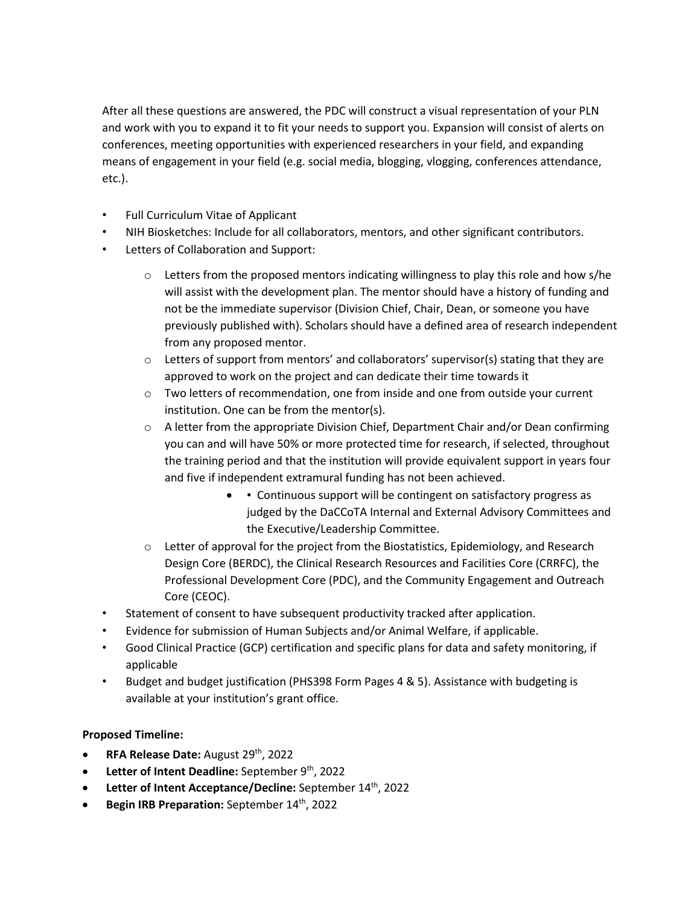After all these questions are answered, the PDC will construct a visual representation of your PLN and work with you to expand it to fit your needs to support you. Expansion will consist of alerts on conferences, meeting opportunities with experienced researchers in your field, and expanding means of engagement in your field (e.g. social media, blogging, vlogging, conferences attendance, etc.).

- Full Curriculum Vitae of Applicant
- NIH Biosketches: Include for all collaborators, mentors, and other significant contributors.
- Letters of Collaboration and Support:
  - Letters from the proposed mentors indicating willingness to play this role and how s/he will assist with the development plan. The mentor should have a history of funding and not be the immediate supervisor (Division Chief, Chair, Dean, or someone you have previously published with). Scholars should have a defined area of research independent from any proposed mentor.
  - Letters of support from mentors' and collaborators' supervisor(s) stating that they are approved to work on the project and can dedicate their time towards it
  - Two letters of recommendation, one from inside and one from outside your current institution. One can be from the mentor(s).
  - A letter from the appropriate Division Chief, Department Chair and/or Dean confirming you can and will have 50% or more protected time for research, if selected, throughout the training period and that the institution will provide equivalent support in years four and five if independent extramural funding has not been achieved.
    - ▪ Continuous support will be contingent on satisfactory progress as judged by the DaCCoTA Internal and External Advisory Committees and the Executive/Leadership Committee.
  - Letter of approval for the project from the Biostatistics, Epidemiology, and Research Design Core (BERDC), the Clinical Research Resources and Facilities Core (CRRFC), the Professional Development Core (PDC), and the Community Engagement and Outreach Core (CEOC).
- Statement of consent to have subsequent productivity tracked after application.
- Evidence for submission of Human Subjects and/or Animal Welfare, if applicable.
- Good Clinical Practice (GCP) certification and specific plans for data and safety monitoring, if applicable
- Budget and budget justification (PHS398 Form Pages 4 & 5). Assistance with budgeting is available at your institution's grant office.

**Proposed Timeline:**

- **RFA Release Date:** August 29th, 2022
- **Letter of Intent Deadline:** September 9th, 2022
- **Letter of Intent Acceptance/Decline:** September 14th, 2022
- **Begin IRB Preparation:** September 14th, 2022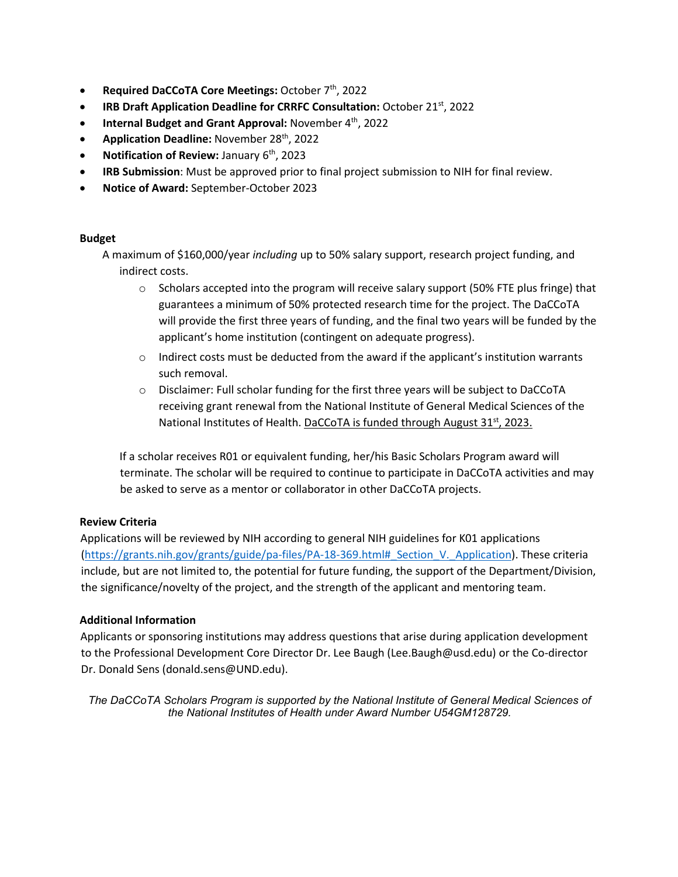- **Required DaCCoTA Core Meetings:** October 7th, 2022
- **IRB Draft Application Deadline for CRRFC Consultation:** October 21st, 2022
- **Internal Budget and Grant Approval:** November 4th, 2022
- **Application Deadline:** November 28th, 2022
- **Notification of Review:** January 6th, 2023
- **IRB Submission**: Must be approved prior to final project submission to NIH for final review.
- **Notice of Award:** September-October 2023

**Budget**

A maximum of $160,000/year *including* up to 50% salary support, research project funding, and indirect costs.

- Scholars accepted into the program will receive salary support (50% FTE plus fringe) that guarantees a minimum of 50% protected research time for the project. The DaCCoTA will provide the first three years of funding, and the final two years will be funded by the applicant's home institution (contingent on adequate progress).
- Indirect costs must be deducted from the award if the applicant's institution warrants such removal.
- Disclaimer: Full scholar funding for the first three years will be subject to DaCCoTA receiving grant renewal from the National Institute of General Medical Sciences of the National Institutes of Health. DaCCoTA is funded through August 31st, 2023.

If a scholar receives R01 or equivalent funding, her/his Basic Scholars Program award will terminate. The scholar will be required to continue to participate in DaCCoTA activities and may be asked to serve as a mentor or collaborator in other DaCCoTA projects.

**Review Criteria**

Applications will be reviewed by NIH according to general NIH guidelines for K01 applications (https://grants.nih.gov/grants/guide/pa-files/PA-18-369.html#_Section_V._Application). These criteria include, but are not limited to, the potential for future funding, the support of the Department/Division, the significance/novelty of the project, and the strength of the applicant and mentoring team.

**Additional Information**

Applicants or sponsoring institutions may address questions that arise during application development to the Professional Development Core Director Dr. Lee Baugh (Lee.Baugh@usd.edu) or the Co-director Dr. Donald Sens (donald.sens@UND.edu).

*The DaCCoTA Scholars Program is supported by the National Institute of General Medical Sciences of the National Institutes of Health under Award Number U54GM128729.*